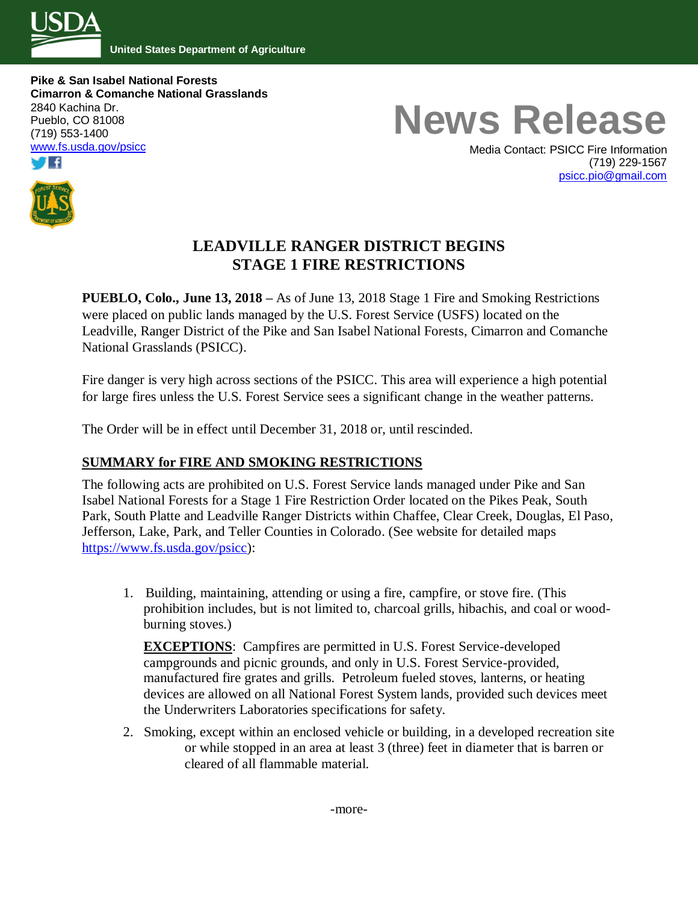United States Department of Agriculture

**Pike & San Isabel National Forests**
**Cimarron & Comanche National Grasslands**
2840 Kachina Dr.
Pueblo, CO 81008
(719) 553-1400
www.fs.usda.gov/psicc

# News Release

Media Contact: PSICC Fire Information
(719) 229-1567
psicc.pio@gmail.com

## LEADVILLE RANGER DISTRICT BEGINS STAGE 1 FIRE RESTRICTIONS

**PUEBLO, Colo., June 13, 2018 –** As of June 13, 2018 Stage 1 Fire and Smoking Restrictions were placed on public lands managed by the U.S. Forest Service (USFS) located on the Leadville, Ranger District of the Pike and San Isabel National Forests, Cimarron and Comanche National Grasslands (PSICC).

Fire danger is very high across sections of the PSICC. This area will experience a high potential for large fires unless the U.S. Forest Service sees a significant change in the weather patterns.

The Order will be in effect until December 31, 2018 or, until rescinded.

### SUMMARY for FIRE AND SMOKING RESTRICTIONS

The following acts are prohibited on U.S. Forest Service lands managed under Pike and San Isabel National Forests for a Stage 1 Fire Restriction Order located on the Pikes Peak, South Park, South Platte and Leadville Ranger Districts within Chaffee, Clear Creek, Douglas, El Paso, Jefferson, Lake, Park, and Teller Counties in Colorado. (See website for detailed maps https://www.fs.usda.gov/psicc):

1. Building, maintaining, attending or using a fire, campfire, or stove fire. (This prohibition includes, but is not limited to, charcoal grills, hibachis, and coal or wood-burning stoves.)

   **EXCEPTIONS**: Campfires are permitted in U.S. Forest Service-developed campgrounds and picnic grounds, and only in U.S. Forest Service-provided, manufactured fire grates and grills. Petroleum fueled stoves, lanterns, or heating devices are allowed on all National Forest System lands, provided such devices meet the Underwriters Laboratories specifications for safety.

2. Smoking, except within an enclosed vehicle or building, in a developed recreation site or while stopped in an area at least 3 (three) feet in diameter that is barren or cleared of all flammable material.

-more-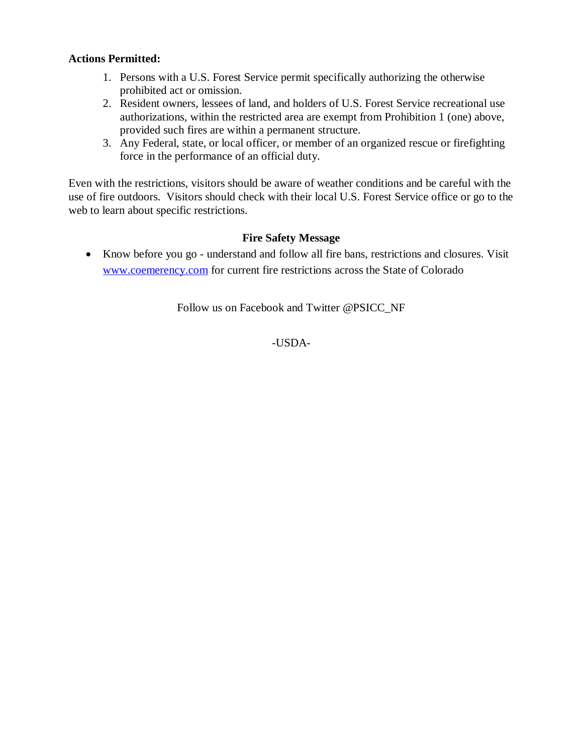**Actions Permitted:**

1. Persons with a U.S. Forest Service permit specifically authorizing the otherwise prohibited act or omission.
2. Resident owners, lessees of land, and holders of U.S. Forest Service recreational use authorizations, within the restricted area are exempt from Prohibition 1 (one) above, provided such fires are within a permanent structure.
3. Any Federal, state, or local officer, or member of an organized rescue or firefighting force in the performance of an official duty.

Even with the restrictions, visitors should be aware of weather conditions and be careful with the use of fire outdoors. Visitors should check with their local U.S. Forest Service office or go to the web to learn about specific restrictions.

**Fire Safety Message**

- Know before you go - understand and follow all fire bans, restrictions and closures. Visit www.coemerency.com for current fire restrictions across the State of Colorado

Follow us on Facebook and Twitter @PSICC_NF

-USDA-